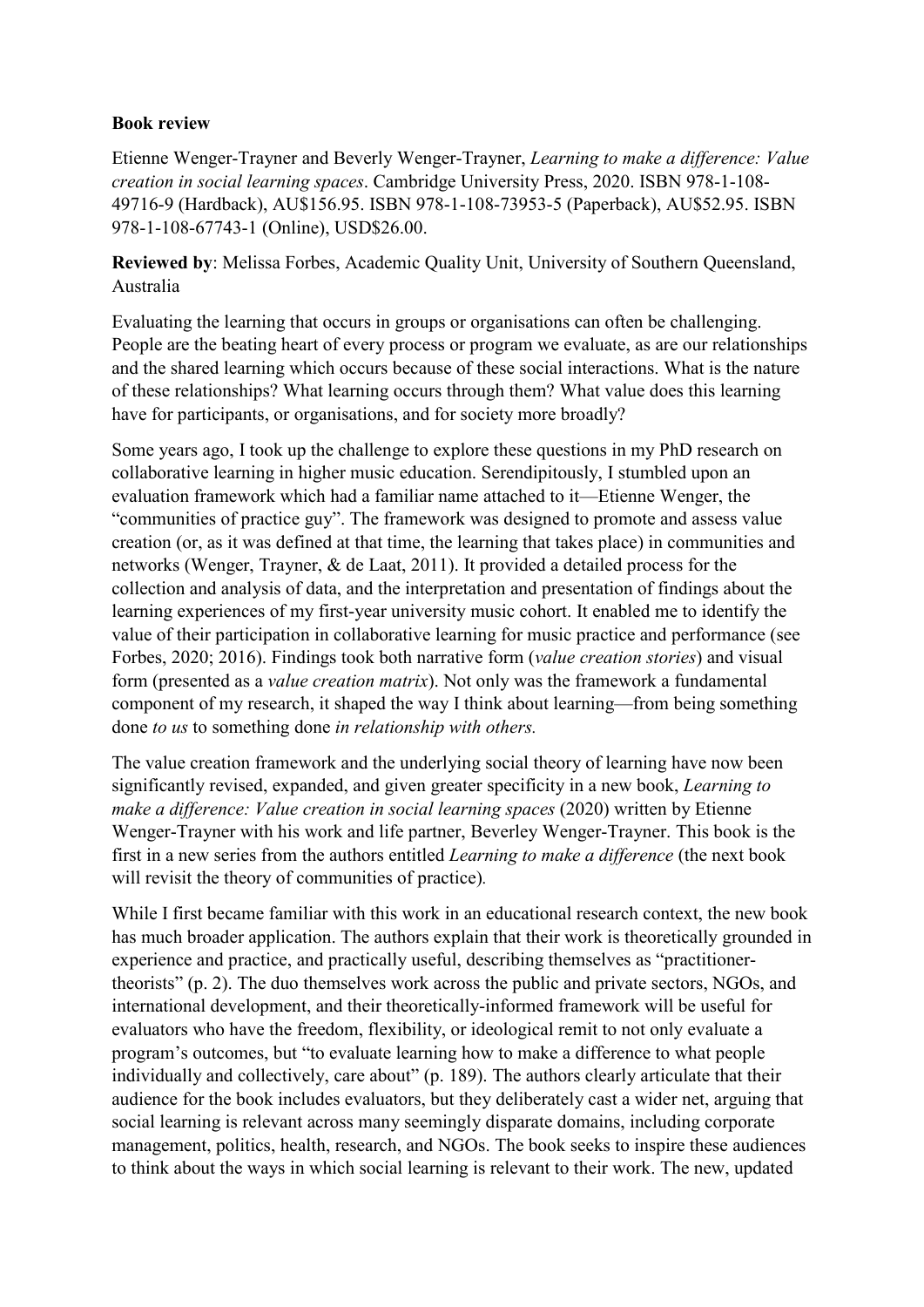**Book review**

Etienne Wenger-Trayner and Beverly Wenger-Trayner, *Learning to make a difference: Value creation in social learning spaces*. Cambridge University Press, 2020. ISBN 978-1-108-49716-9 (Hardback), AU$156.95. ISBN 978-1-108-73953-5 (Paperback), AU$52.95. ISBN 978-1-108-67743-1 (Online), USD$26.00.

**Reviewed by**: Melissa Forbes, Academic Quality Unit, University of Southern Queensland, Australia

Evaluating the learning that occurs in groups or organisations can often be challenging. People are the beating heart of every process or program we evaluate, as are our relationships and the shared learning which occurs because of these social interactions. What is the nature of these relationships? What learning occurs through them? What value does this learning have for participants, or organisations, and for society more broadly?

Some years ago, I took up the challenge to explore these questions in my PhD research on collaborative learning in higher music education. Serendipitously, I stumbled upon an evaluation framework which had a familiar name attached to it—Etienne Wenger, the "communities of practice guy". The framework was designed to promote and assess value creation (or, as it was defined at that time, the learning that takes place) in communities and networks (Wenger, Trayner, & de Laat, 2011). It provided a detailed process for the collection and analysis of data, and the interpretation and presentation of findings about the learning experiences of my first-year university music cohort. It enabled me to identify the value of their participation in collaborative learning for music practice and performance (see Forbes, 2020; 2016). Findings took both narrative form (*value creation stories*) and visual form (presented as a *value creation matrix*). Not only was the framework a fundamental component of my research, it shaped the way I think about learning—from being something done *to us* to something done *in relationship with others.*

The value creation framework and the underlying social theory of learning have now been significantly revised, expanded, and given greater specificity in a new book, *Learning to make a difference: Value creation in social learning spaces* (2020) written by Etienne Wenger-Trayner with his work and life partner, Beverley Wenger-Trayner. This book is the first in a new series from the authors entitled *Learning to make a difference* (the next book will revisit the theory of communities of practice).

While I first became familiar with this work in an educational research context, the new book has much broader application. The authors explain that their work is theoretically grounded in experience and practice, and practically useful, describing themselves as "practitioner-theorists" (p. 2). The duo themselves work across the public and private sectors, NGOs, and international development, and their theoretically-informed framework will be useful for evaluators who have the freedom, flexibility, or ideological remit to not only evaluate a program's outcomes, but "to evaluate learning how to make a difference to what people individually and collectively, care about" (p. 189). The authors clearly articulate that their audience for the book includes evaluators, but they deliberately cast a wider net, arguing that social learning is relevant across many seemingly disparate domains, including corporate management, politics, health, research, and NGOs. The book seeks to inspire these audiences to think about the ways in which social learning is relevant to their work. The new, updated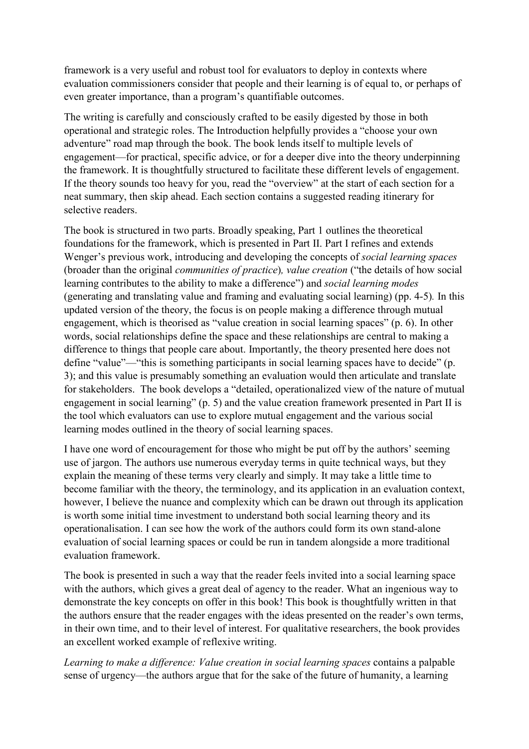framework is a very useful and robust tool for evaluators to deploy in contexts where evaluation commissioners consider that people and their learning is of equal to, or perhaps of even greater importance, than a program's quantifiable outcomes.

The writing is carefully and consciously crafted to be easily digested by those in both operational and strategic roles. The Introduction helpfully provides a "choose your own adventure" road map through the book. The book lends itself to multiple levels of engagement—for practical, specific advice, or for a deeper dive into the theory underpinning the framework. It is thoughtfully structured to facilitate these different levels of engagement. If the theory sounds too heavy for you, read the "overview" at the start of each section for a neat summary, then skip ahead. Each section contains a suggested reading itinerary for selective readers.

The book is structured in two parts. Broadly speaking, Part 1 outlines the theoretical foundations for the framework, which is presented in Part II. Part I refines and extends Wenger's previous work, introducing and developing the concepts of *social learning spaces* (broader than the original *communities of practice*)*, value creation* ("the details of how social learning contributes to the ability to make a difference") and *social learning modes* (generating and translating value and framing and evaluating social learning) (pp. 4-5). In this updated version of the theory, the focus is on people making a difference through mutual engagement, which is theorised as "value creation in social learning spaces" (p. 6). In other words, social relationships define the space and these relationships are central to making a difference to things that people care about. Importantly, the theory presented here does not define "value"—"this is something participants in social learning spaces have to decide" (p. 3); and this value is presumably something an evaluation would then articulate and translate for stakeholders. The book develops a "detailed, operationalized view of the nature of mutual engagement in social learning" (p. 5) and the value creation framework presented in Part II is the tool which evaluators can use to explore mutual engagement and the various social learning modes outlined in the theory of social learning spaces.

I have one word of encouragement for those who might be put off by the authors' seeming use of jargon. The authors use numerous everyday terms in quite technical ways, but they explain the meaning of these terms very clearly and simply. It may take a little time to become familiar with the theory, the terminology, and its application in an evaluation context, however, I believe the nuance and complexity which can be drawn out through its application is worth some initial time investment to understand both social learning theory and its operationalisation. I can see how the work of the authors could form its own stand-alone evaluation of social learning spaces or could be run in tandem alongside a more traditional evaluation framework.

The book is presented in such a way that the reader feels invited into a social learning space with the authors, which gives a great deal of agency to the reader. What an ingenious way to demonstrate the key concepts on offer in this book! This book is thoughtfully written in that the authors ensure that the reader engages with the ideas presented on the reader's own terms, in their own time, and to their level of interest. For qualitative researchers, the book provides an excellent worked example of reflexive writing.

*Learning to make a difference: Value creation in social learning spaces* contains a palpable sense of urgency—the authors argue that for the sake of the future of humanity, a learning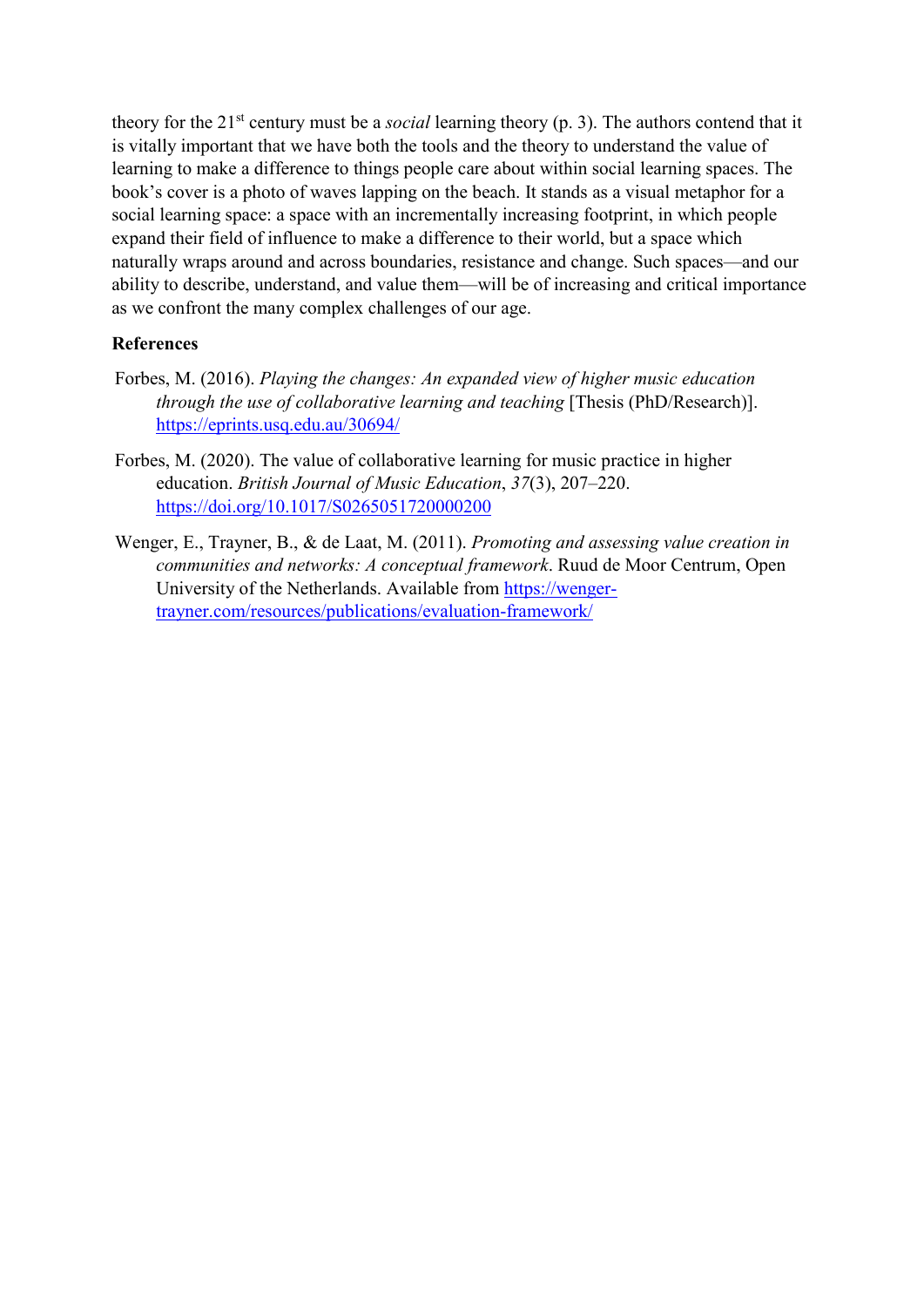theory for the 21st century must be a *social* learning theory (p. 3). The authors contend that it is vitally important that we have both the tools and the theory to understand the value of learning to make a difference to things people care about within social learning spaces. The book's cover is a photo of waves lapping on the beach. It stands as a visual metaphor for a social learning space: a space with an incrementally increasing footprint, in which people expand their field of influence to make a difference to their world, but a space which naturally wraps around and across boundaries, resistance and change. Such spaces—and our ability to describe, understand, and value them—will be of increasing and critical importance as we confront the many complex challenges of our age.

**References**

Forbes, M. (2016). *Playing the changes: An expanded view of higher music education through the use of collaborative learning and teaching* [Thesis (PhD/Research)]. https://eprints.usq.edu.au/30694/

Forbes, M. (2020). The value of collaborative learning for music practice in higher education. *British Journal of Music Education*, *37*(3), 207–220. https://doi.org/10.1017/S0265051720000200

Wenger, E., Trayner, B., & de Laat, M. (2011). *Promoting and assessing value creation in communities and networks: A conceptual framework*. Ruud de Moor Centrum, Open University of the Netherlands. Available from https://wenger-trayner.com/resources/publications/evaluation-framework/